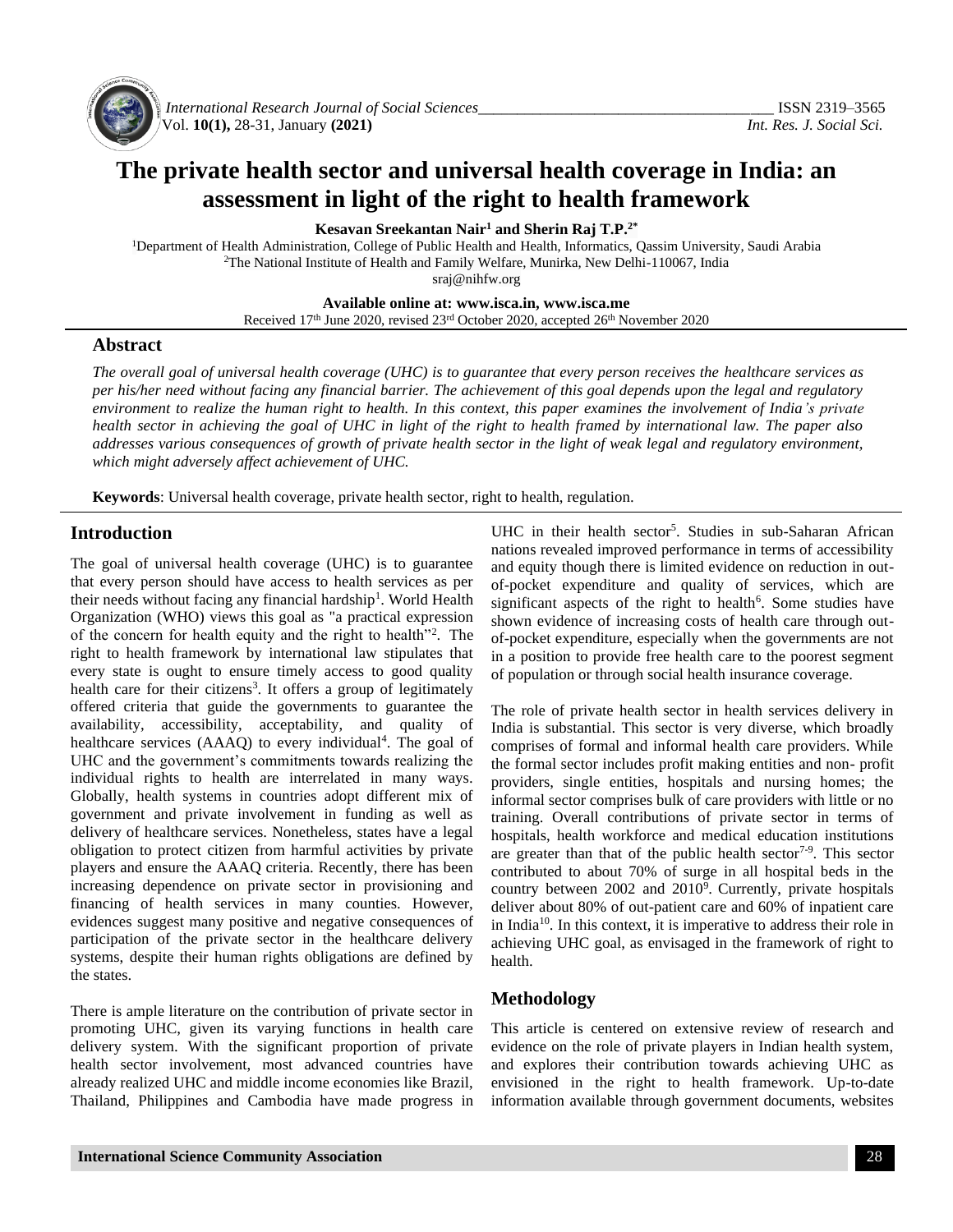# The private health sector and universal health coverage in India: an assessment in light of the right to health framework

**Kesavan Sreekantan Nair[1] and Sherin Raj T.P.[2*]**

[1]Department of Health Administration, College of Public Health and Health, Informatics, Qassim University, Saudi Arabia
[2]The National Institute of Health and Family Welfare, Munirka, New Delhi-110067, India
sraj@nihfw.org

**Available online at: www.isca.in, www.isca.me**
Received 17th June 2020, revised 23rd October 2020, accepted 26th November 2020

## Abstract

*The overall goal of universal health coverage (UHC) is to guarantee that every person receives the healthcare services as per his/her need without facing any financial barrier. The achievement of this goal depends upon the legal and regulatory environment to realize the human right to health. In this context, this paper examines the involvement of India's private health sector in achieving the goal of UHC in light of the right to health framed by international law. The paper also addresses various consequences of growth of private health sector in the light of weak legal and regulatory environment, which might adversely affect achievement of UHC.*

**Keywords**: Universal health coverage, private health sector, right to health, regulation.

## Introduction

The goal of universal health coverage (UHC) is to guarantee that every person should have access to health services as per their needs without facing any financial hardship[1]. World Health Organization (WHO) views this goal as "a practical expression of the concern for health equity and the right to health"[2]. The right to health framework by international law stipulates that every state is ought to ensure timely access to good quality health care for their citizens[3]. It offers a group of legitimately offered criteria that guide the governments to guarantee the availability, accessibility, acceptability, and quality of healthcare services (AAAQ) to every individual[4]. The goal of UHC and the government's commitments towards realizing the individual rights to health are interrelated in many ways. Globally, health systems in countries adopt different mix of government and private involvement in funding as well as delivery of healthcare services. Nonetheless, states have a legal obligation to protect citizen from harmful activities by private players and ensure the AAAQ criteria. Recently, there has been increasing dependence on private sector in provisioning and financing of health services in many counties. However, evidences suggest many positive and negative consequences of participation of the private sector in the healthcare delivery systems, despite their human rights obligations are defined by the states.

There is ample literature on the contribution of private sector in promoting UHC, given its varying functions in health care delivery system. With the significant proportion of private health sector involvement, most advanced countries have already realized UHC and middle income economies like Brazil, Thailand, Philippines and Cambodia have made progress in UHC in their health sector[5]. Studies in sub-Saharan African nations revealed improved performance in terms of accessibility and equity though there is limited evidence on reduction in out-of-pocket expenditure and quality of services, which are significant aspects of the right to health[6]. Some studies have shown evidence of increasing costs of health care through out-of-pocket expenditure, especially when the governments are not in a position to provide free health care to the poorest segment of population or through social health insurance coverage.

The role of private health sector in health services delivery in India is substantial. This sector is very diverse, which broadly comprises of formal and informal health care providers. While the formal sector includes profit making entities and non- profit providers, single entities, hospitals and nursing homes; the informal sector comprises bulk of care providers with little or no training. Overall contributions of private sector in terms of hospitals, health workforce and medical education institutions are greater than that of the public health sector[7-9]. This sector contributed to about 70% of surge in all hospital beds in the country between 2002 and 2010[9]. Currently, private hospitals deliver about 80% of out-patient care and 60% of inpatient care in India[10]. In this context, it is imperative to address their role in achieving UHC goal, as envisaged in the framework of right to health.

## Methodology

This article is centered on extensive review of research and evidence on the role of private players in Indian health system, and explores their contribution towards achieving UHC as envisioned in the right to health framework. Up-to-date information available through government documents, websites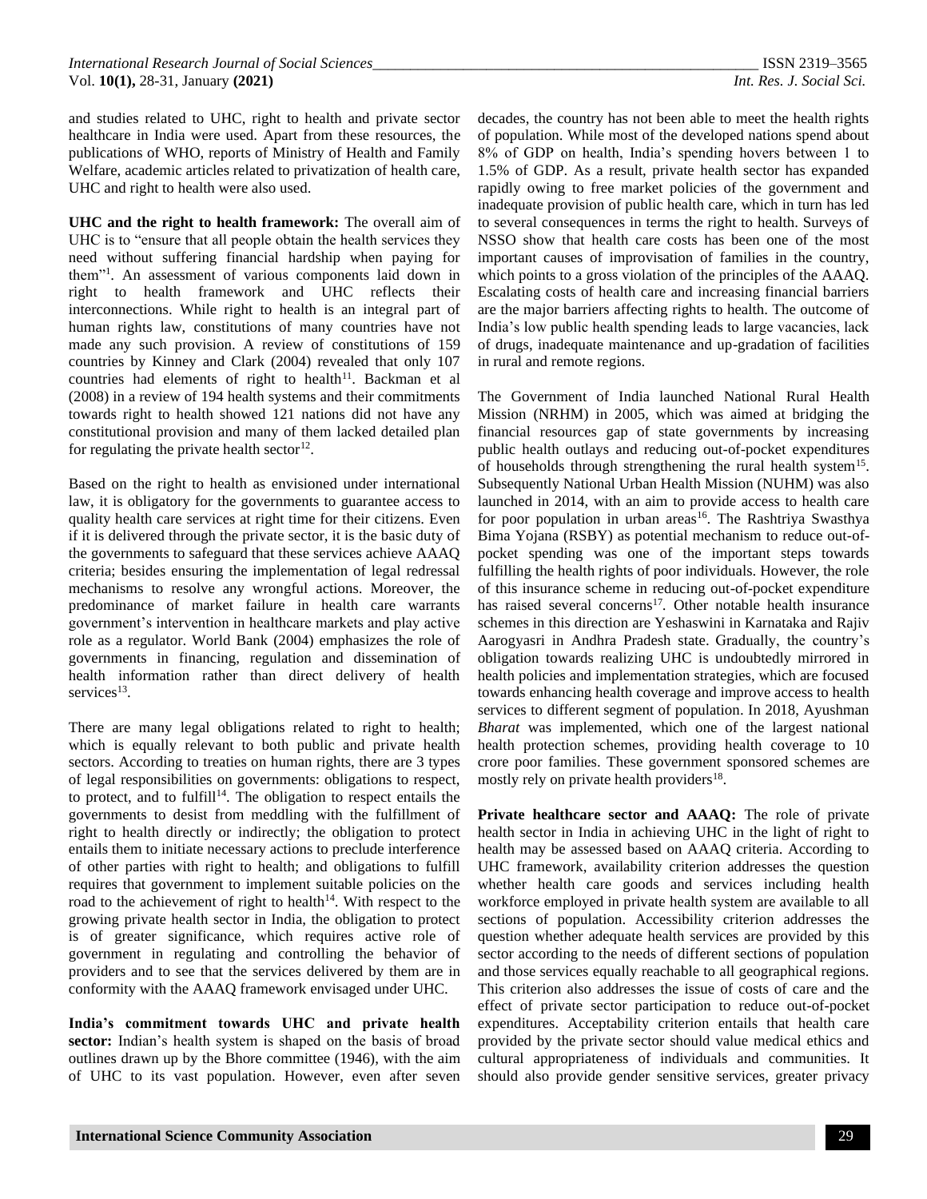and studies related to UHC, right to health and private sector healthcare in India were used. Apart from these resources, the publications of WHO, reports of Ministry of Health and Family Welfare, academic articles related to privatization of health care, UHC and right to health were also used.

**UHC and the right to health framework:** The overall aim of UHC is to "ensure that all people obtain the health services they need without suffering financial hardship when paying for them"[1]. An assessment of various components laid down in right to health framework and UHC reflects their interconnections. While right to health is an integral part of human rights law, constitutions of many countries have not made any such provision. A review of constitutions of 159 countries by Kinney and Clark (2004) revealed that only 107 countries had elements of right to health[11]. Backman et al (2008) in a review of 194 health systems and their commitments towards right to health showed 121 nations did not have any constitutional provision and many of them lacked detailed plan for regulating the private health sector[12].

Based on the right to health as envisioned under international law, it is obligatory for the governments to guarantee access to quality health care services at right time for their citizens. Even if it is delivered through the private sector, it is the basic duty of the governments to safeguard that these services achieve AAAQ criteria; besides ensuring the implementation of legal redressal mechanisms to resolve any wrongful actions. Moreover, the predominance of market failure in health care warrants government's intervention in healthcare markets and play active role as a regulator. World Bank (2004) emphasizes the role of governments in financing, regulation and dissemination of health information rather than direct delivery of health services[13].

There are many legal obligations related to right to health; which is equally relevant to both public and private health sectors. According to treaties on human rights, there are 3 types of legal responsibilities on governments: obligations to respect, to protect, and to fulfill[14]. The obligation to respect entails the governments to desist from meddling with the fulfillment of right to health directly or indirectly; the obligation to protect entails them to initiate necessary actions to preclude interference of other parties with right to health; and obligations to fulfill requires that government to implement suitable policies on the road to the achievement of right to health[14]. With respect to the growing private health sector in India, the obligation to protect is of greater significance, which requires active role of government in regulating and controlling the behavior of providers and to see that the services delivered by them are in conformity with the AAAQ framework envisaged under UHC.

**India's commitment towards UHC and private health sector:** Indian's health system is shaped on the basis of broad outlines drawn up by the Bhore committee (1946), with the aim of UHC to its vast population. However, even after seven decades, the country has not been able to meet the health rights of population. While most of the developed nations spend about 8% of GDP on health, India's spending hovers between 1 to 1.5% of GDP. As a result, private health sector has expanded rapidly owing to free market policies of the government and inadequate provision of public health care, which in turn has led to several consequences in terms the right to health. Surveys of NSSO show that health care costs has been one of the most important causes of improvisation of families in the country, which points to a gross violation of the principles of the AAAQ. Escalating costs of health care and increasing financial barriers are the major barriers affecting rights to health. The outcome of India's low public health spending leads to large vacancies, lack of drugs, inadequate maintenance and up-gradation of facilities in rural and remote regions.

The Government of India launched National Rural Health Mission (NRHM) in 2005, which was aimed at bridging the financial resources gap of state governments by increasing public health outlays and reducing out-of-pocket expenditures of households through strengthening the rural health system[15]. Subsequently National Urban Health Mission (NUHM) was also launched in 2014, with an aim to provide access to health care for poor population in urban areas[16]. The Rashtriya Swasthya Bima Yojana (RSBY) as potential mechanism to reduce out-of-pocket spending was one of the important steps towards fulfilling the health rights of poor individuals. However, the role of this insurance scheme in reducing out-of-pocket expenditure has raised several concerns[17]. Other notable health insurance schemes in this direction are Yeshaswini in Karnataka and Rajiv Aarogyasri in Andhra Pradesh state. Gradually, the country's obligation towards realizing UHC is undoubtedly mirrored in health policies and implementation strategies, which are focused towards enhancing health coverage and improve access to health services to different segment of population. In 2018, Ayushman *Bharat* was implemented, which one of the largest national health protection schemes, providing health coverage to 10 crore poor families. These government sponsored schemes are mostly rely on private health providers[18].

**Private healthcare sector and AAAQ:** The role of private health sector in India in achieving UHC in the light of right to health may be assessed based on AAAQ criteria. According to UHC framework, availability criterion addresses the question whether health care goods and services including health workforce employed in private health system are available to all sections of population. Accessibility criterion addresses the question whether adequate health services are provided by this sector according to the needs of different sections of population and those services equally reachable to all geographical regions. This criterion also addresses the issue of costs of care and the effect of private sector participation to reduce out-of-pocket expenditures. Acceptability criterion entails that health care provided by the private sector should value medical ethics and cultural appropriateness of individuals and communities. It should also provide gender sensitive services, greater privacy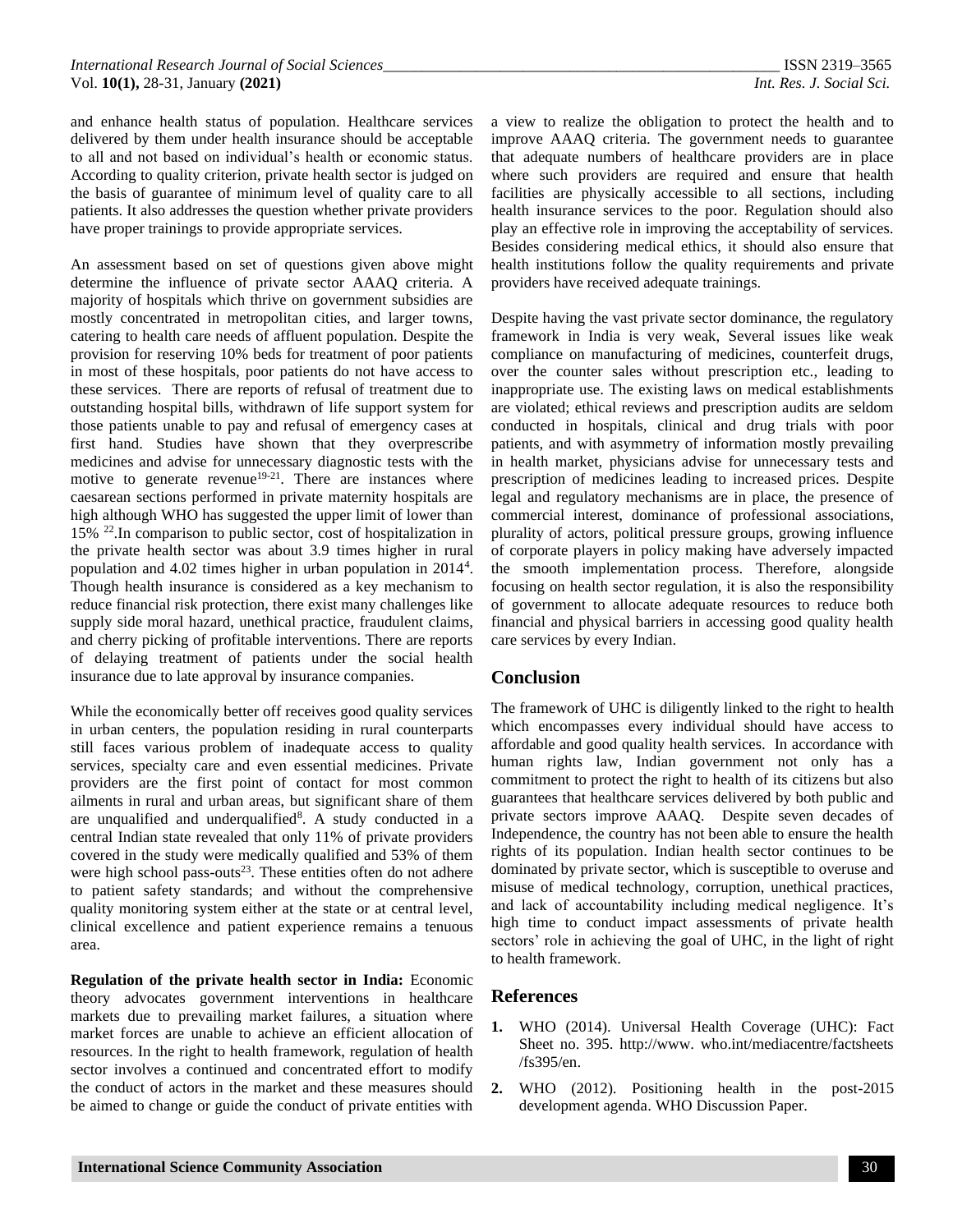and enhance health status of population. Healthcare services delivered by them under health insurance should be acceptable to all and not based on individual's health or economic status. According to quality criterion, private health sector is judged on the basis of guarantee of minimum level of quality care to all patients. It also addresses the question whether private providers have proper trainings to provide appropriate services.

An assessment based on set of questions given above might determine the influence of private sector AAAQ criteria. A majority of hospitals which thrive on government subsidies are mostly concentrated in metropolitan cities, and larger towns, catering to health care needs of affluent population. Despite the provision for reserving 10% beds for treatment of poor patients in most of these hospitals, poor patients do not have access to these services. There are reports of refusal of treatment due to outstanding hospital bills, withdrawn of life support system for those patients unable to pay and refusal of emergency cases at first hand. Studies have shown that they overprescribe medicines and advise for unnecessary diagnostic tests with the motive to generate revenue[19-21]. There are instances where caesarean sections performed in private maternity hospitals are high although WHO has suggested the upper limit of lower than 15% [22].In comparison to public sector, cost of hospitalization in the private health sector was about 3.9 times higher in rural population and 4.02 times higher in urban population in 2014[4]. Though health insurance is considered as a key mechanism to reduce financial risk protection, there exist many challenges like supply side moral hazard, unethical practice, fraudulent claims, and cherry picking of profitable interventions. There are reports of delaying treatment of patients under the social health insurance due to late approval by insurance companies.

While the economically better off receives good quality services in urban centers, the population residing in rural counterparts still faces various problem of inadequate access to quality services, specialty care and even essential medicines. Private providers are the first point of contact for most common ailments in rural and urban areas, but significant share of them are unqualified and underqualified[8]. A study conducted in a central Indian state revealed that only 11% of private providers covered in the study were medically qualified and 53% of them were high school pass-outs[23]. These entities often do not adhere to patient safety standards; and without the comprehensive quality monitoring system either at the state or at central level, clinical excellence and patient experience remains a tenuous area.

**Regulation of the private health sector in India:** Economic theory advocates government interventions in healthcare markets due to prevailing market failures, a situation where market forces are unable to achieve an efficient allocation of resources. In the right to health framework, regulation of health sector involves a continued and concentrated effort to modify the conduct of actors in the market and these measures should be aimed to change or guide the conduct of private entities with a view to realize the obligation to protect the health and to improve AAAQ criteria. The government needs to guarantee that adequate numbers of healthcare providers are in place where such providers are required and ensure that health facilities are physically accessible to all sections, including health insurance services to the poor. Regulation should also play an effective role in improving the acceptability of services. Besides considering medical ethics, it should also ensure that health institutions follow the quality requirements and private providers have received adequate trainings.

Despite having the vast private sector dominance, the regulatory framework in India is very weak, Several issues like weak compliance on manufacturing of medicines, counterfeit drugs, over the counter sales without prescription etc., leading to inappropriate use. The existing laws on medical establishments are violated; ethical reviews and prescription audits are seldom conducted in hospitals, clinical and drug trials with poor patients, and with asymmetry of information mostly prevailing in health market, physicians advise for unnecessary tests and prescription of medicines leading to increased prices. Despite legal and regulatory mechanisms are in place, the presence of commercial interest, dominance of professional associations, plurality of actors, political pressure groups, growing influence of corporate players in policy making have adversely impacted the smooth implementation process. Therefore, alongside focusing on health sector regulation, it is also the responsibility of government to allocate adequate resources to reduce both financial and physical barriers in accessing good quality health care services by every Indian.

## Conclusion

The framework of UHC is diligently linked to the right to health which encompasses every individual should have access to affordable and good quality health services. In accordance with human rights law, Indian government not only has a commitment to protect the right to health of its citizens but also guarantees that healthcare services delivered by both public and private sectors improve AAAQ. Despite seven decades of Independence, the country has not been able to ensure the health rights of its population. Indian health sector continues to be dominated by private sector, which is susceptible to overuse and misuse of medical technology, corruption, unethical practices, and lack of accountability including medical negligence. It's high time to conduct impact assessments of private health sectors' role in achieving the goal of UHC, in the light of right to health framework.

## References

1. WHO (2014). Universal Health Coverage (UHC): Fact Sheet no. 395. http://www. who.int/mediacentre/factsheets /fs395/en.
2. WHO (2012). Positioning health in the post-2015 development agenda. WHO Discussion Paper.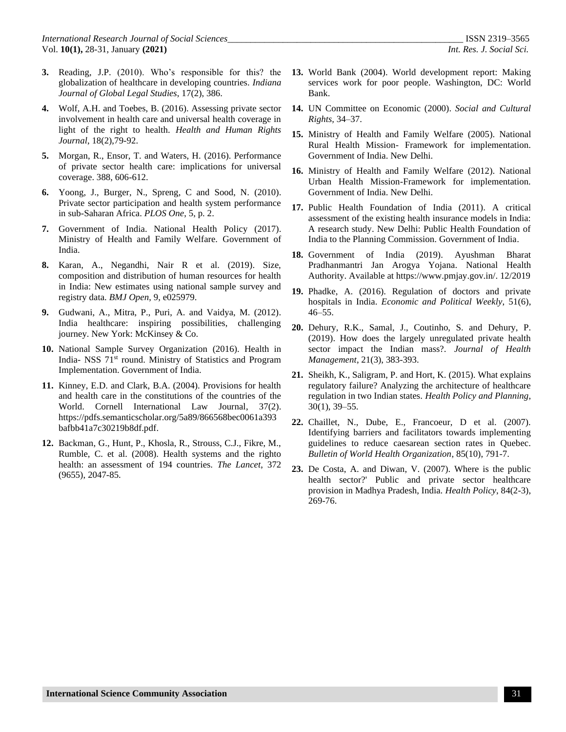3. Reading, J.P. (2010). Who's responsible for this? the globalization of healthcare in developing countries. *Indiana Journal of Global Legal Studies*, 17(2), 386.
4. Wolf, A.H. and Toebes, B. (2016). Assessing private sector involvement in health care and universal health coverage in light of the right to health. *Health and Human Rights Journal*, 18(2),79-92.
5. Morgan, R., Ensor, T. and Waters, H. (2016). Performance of private sector health care: implications for universal coverage. 388, 606-612.
6. Yoong, J., Burger, N., Spreng, C and Sood, N. (2010). Private sector participation and health system performance in sub-Saharan Africa. *PLOS One*, 5, p. 2.
7. Government of India. National Health Policy (2017). Ministry of Health and Family Welfare. Government of India.
8. Karan, A., Negandhi, Nair R et al. (2019). Size, composition and distribution of human resources for health in India: New estimates using national sample survey and registry data. *BMJ Open*, 9, e025979.
9. Gudwani, A., Mitra, P., Puri, A. and Vaidya, M. (2012). India healthcare: inspiring possibilities, challenging journey. New York: McKinsey & Co.
10. National Sample Survey Organization (2016). Health in India- NSS 71st round. Ministry of Statistics and Program Implementation. Government of India.
11. Kinney, E.D. and Clark, B.A. (2004). Provisions for health and health care in the constitutions of the countries of the World. Cornell International Law Journal, 37(2). https://pdfs.semanticscholar.org/5a89/866568bec0061a393bafbb41a7c30219b8df.pdf.
12. Backman, G., Hunt, P., Khosla, R., Strouss, C.J., Fikre, M., Rumble, C. et al. (2008). Health systems and the righto health: an assessment of 194 countries. *The Lancet*, 372 (9655), 2047-85.
13. World Bank (2004). World development report: Making services work for poor people. Washington, DC: World Bank.
14. UN Committee on Economic (2000). *Social and Cultural Rights*, 34–37.
15. Ministry of Health and Family Welfare (2005). National Rural Health Mission- Framework for implementation. Government of India. New Delhi.
16. Ministry of Health and Family Welfare (2012). National Urban Health Mission-Framework for implementation. Government of India. New Delhi.
17. Public Health Foundation of India (2011). A critical assessment of the existing health insurance models in India: A research study. New Delhi: Public Health Foundation of India to the Planning Commission. Government of India.
18. Government of India (2019). Ayushman Bharat Pradhanmantri Jan Arogya Yojana. National Health Authority. Available at https://www.pmjay.gov.in/. 12/2019
19. Phadke, A. (2016). Regulation of doctors and private hospitals in India. *Economic and Political Weekly*, 51(6), 46–55.
20. Dehury, R.K., Samal, J., Coutinho, S. and Dehury, P. (2019). How does the largely unregulated private health sector impact the Indian mass?. *Journal of Health Management*, 21(3), 383-393.
21. Sheikh, K., Saligram, P. and Hort, K. (2015). What explains regulatory failure? Analyzing the architecture of healthcare regulation in two Indian states. *Health Policy and Planning*, 30(1), 39–55.
22. Chaillet, N., Dube, E., Francoeur, D et al. (2007). Identifying barriers and facilitators towards implementing guidelines to reduce caesarean section rates in Quebec. *Bulletin of World Health Organization*, 85(10), 791-7.
23. De Costa, A. and Diwan, V. (2007). Where is the public health sector?' Public and private sector healthcare provision in Madhya Pradesh, India. *Health Policy*, 84(2-3), 269-76.